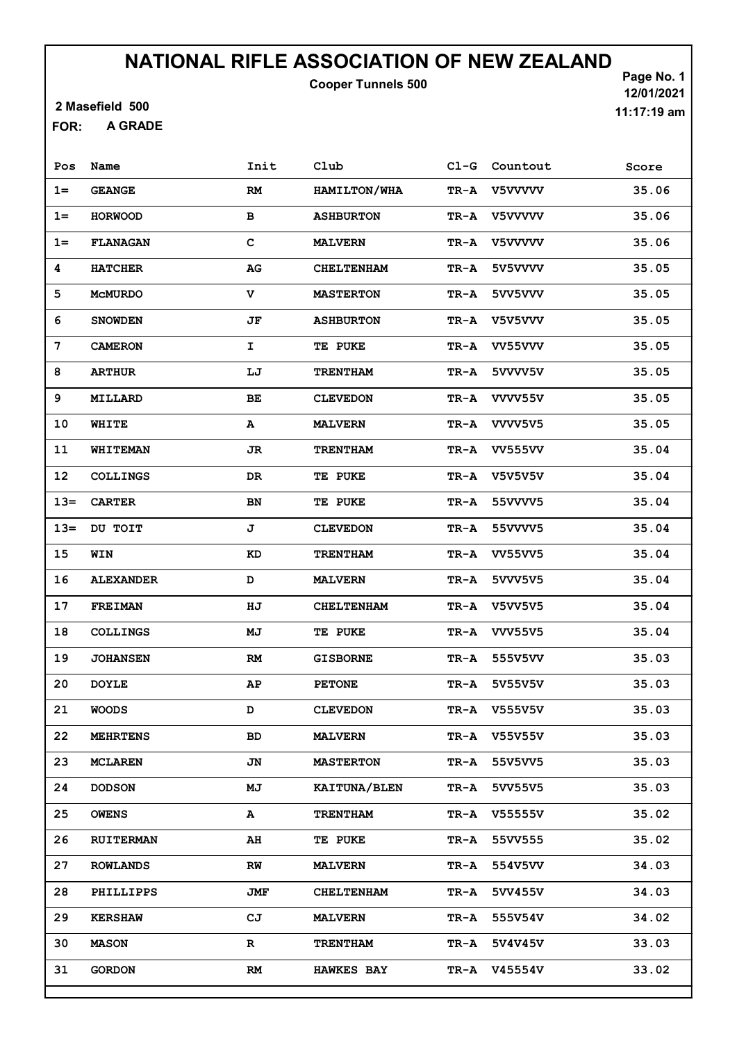# NATIONAL RIFLE ASSOCIATION OF NEW ZEALAND

**Cooper Tunnels 500**

Page No. 1
12/01/2021
11:17:19 am

**2 Masefield 500**

**FOR: A GRADE**

| Pos | Name | Init | Club | Cl-G | Countout | Score |
|---|---|---|---|---|---|---|
| 1= | GEANGE | RM | HAMILTON/WHA | TR-A | V5VVVVV | 35.06 |
| 1= | HORWOOD | B | ASHBURTON | TR-A | V5VVVVV | 35.06 |
| 1= | FLANAGAN | C | MALVERN | TR-A | V5VVVVV | 35.06 |
| 4 | HATCHER | AG | CHELTENHAM | TR-A | 5V5VVVV | 35.05 |
| 5 | McMURDO | V | MASTERTON | TR-A | 5VV5VVV | 35.05 |
| 6 | SNOWDEN | JF | ASHBURTON | TR-A | V5V5VVV | 35.05 |
| 7 | CAMERON | I | TE PUKE | TR-A | VV55VVV | 35.05 |
| 8 | ARTHUR | LJ | TRENTHAM | TR-A | 5VVVV5V | 35.05 |
| 9 | MILLARD | BE | CLEVEDON | TR-A | VVVV55V | 35.05 |
| 10 | WHITE | A | MALVERN | TR-A | VVVV5V5 | 35.05 |
| 11 | WHITEMAN | JR | TRENTHAM | TR-A | VV555VV | 35.04 |
| 12 | COLLINGS | DR | TE PUKE | TR-A | V5V5V5V | 35.04 |
| 13= | CARTER | BN | TE PUKE | TR-A | 55VVVV5 | 35.04 |
| 13= | DU TOIT | J | CLEVEDON | TR-A | 55VVVV5 | 35.04 |
| 15 | WIN | KD | TRENTHAM | TR-A | VV55VV5 | 35.04 |
| 16 | ALEXANDER | D | MALVERN | TR-A | 5VVV5V5 | 35.04 |
| 17 | FREIMAN | HJ | CHELTENHAM | TR-A | V5VV5V5 | 35.04 |
| 18 | COLLINGS | MJ | TE PUKE | TR-A | VVV55V5 | 35.04 |
| 19 | JOHANSEN | RM | GISBORNE | TR-A | 555V5VV | 35.03 |
| 20 | DOYLE | AP | PETONE | TR-A | 5V55V5V | 35.03 |
| 21 | WOODS | D | CLEVEDON | TR-A | V555V5V | 35.03 |
| 22 | MEHRTENS | BD | MALVERN | TR-A | V55V55V | 35.03 |
| 23 | MCLAREN | JN | MASTERTON | TR-A | 55V5VV5 | 35.03 |
| 24 | DODSON | MJ | KAITUNA/BLEN | TR-A | 5VV55V5 | 35.03 |
| 25 | OWENS | A | TRENTHAM | TR-A | V55555V | 35.02 |
| 26 | RUITERMAN | AH | TE PUKE | TR-A | 55VV555 | 35.02 |
| 27 | ROWLANDS | RW | MALVERN | TR-A | 554V5VV | 34.03 |
| 28 | PHILLIPPS | JMF | CHELTENHAM | TR-A | 5VV455V | 34.03 |
| 29 | KERSHAW | CJ | MALVERN | TR-A | 555V54V | 34.02 |
| 30 | MASON | R | TRENTHAM | TR-A | 5V4V45V | 33.03 |
| 31 | GORDON | RM | HAWKES BAY | TR-A | V45554V | 33.02 |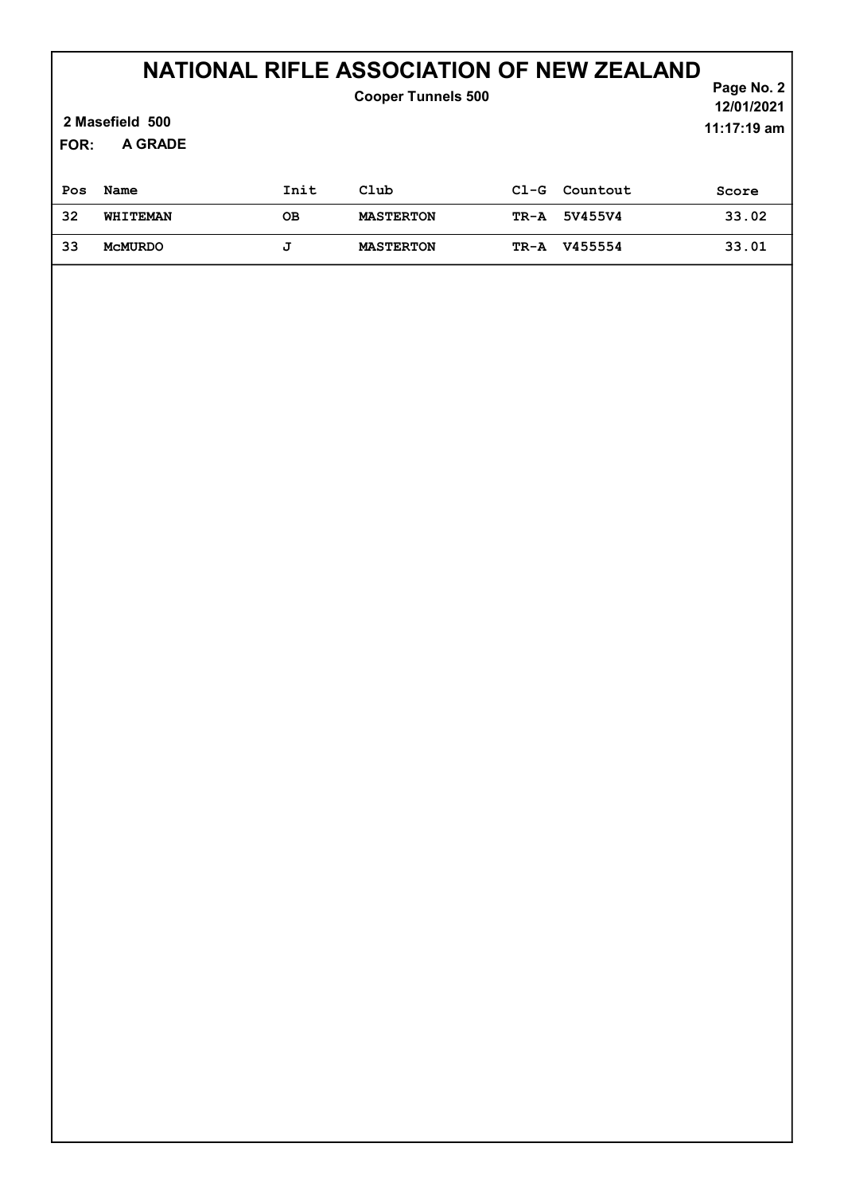# NATIONAL RIFLE ASSOCIATION OF NEW ZEALAND

**Cooper Tunnels 500**

**2 Masefield 500**

**FOR: A GRADE**

12/01/2021
11:17:19 am

| Pos | Name | Init | Club | Cl-G | Countout | Score |
|---|---|---|---|---|---|---|
| 32 | WHITEMAN | OB | MASTERTON | TR-A | 5V455V4 | 33.02 |
| 33 | McMURDO | J | MASTERTON | TR-A | V455554 | 33.01 |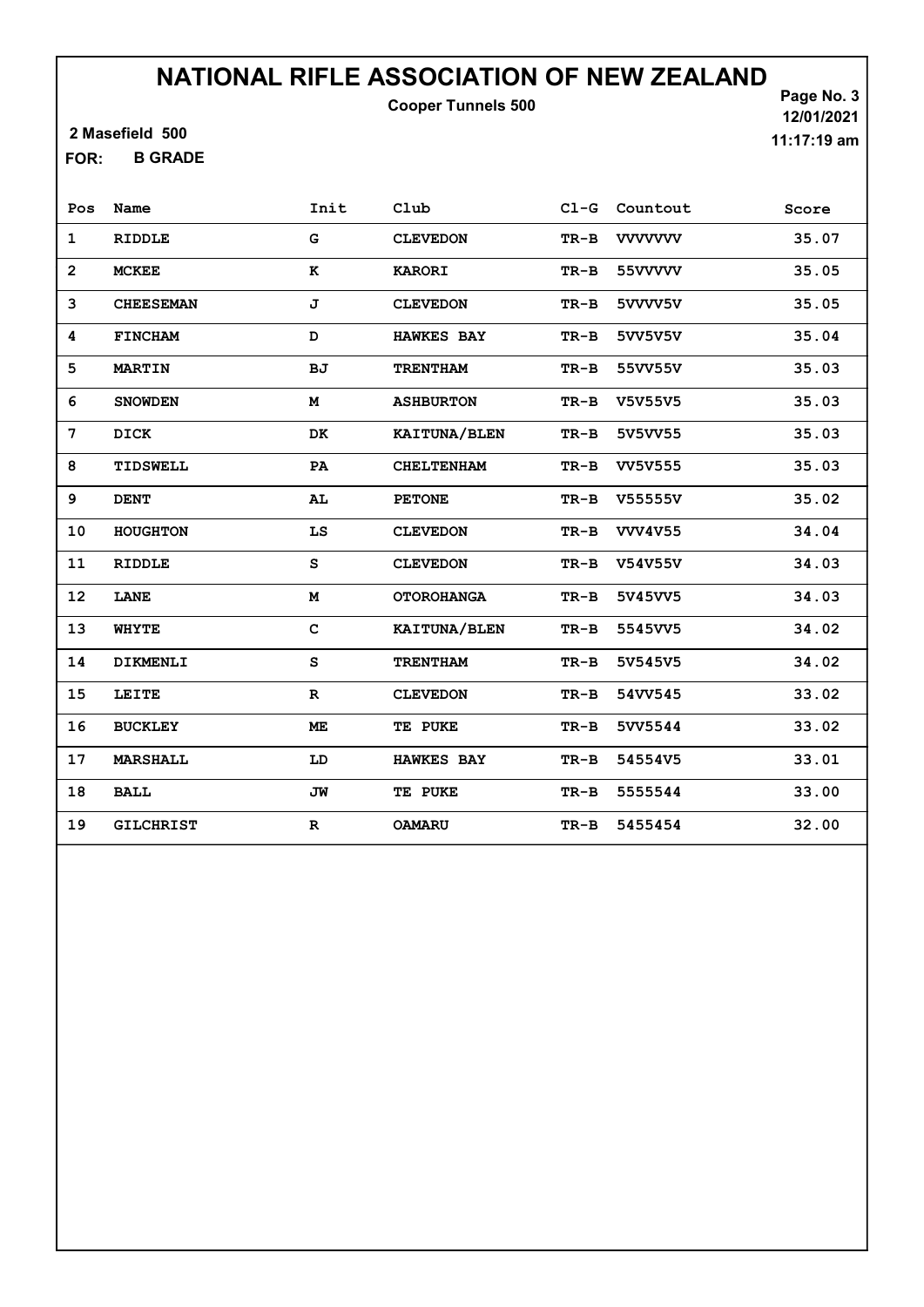# NATIONAL RIFLE ASSOCIATION OF NEW ZEALAND

**Cooper Tunnels 500**

2 Masefield 500

12/01/2021

11:17:19 am

FOR: **B GRADE**

| Pos | Name | Init | Club | Cl-G | Countout | Score |
|---|---|---|---|---|---|---|
| 1 | RIDDLE | G | CLEVEDON | TR-B | VVVVVVV | 35.07 |
| 2 | MCKEE | K | KARORI | TR-B | 55VVVVV | 35.05 |
| 3 | CHEESEMAN | J | CLEVEDON | TR-B | 5VVVV5V | 35.05 |
| 4 | FINCHAM | D | HAWKES BAY | TR-B | 5VV5V5V | 35.04 |
| 5 | MARTIN | BJ | TRENTHAM | TR-B | 55VV55V | 35.03 |
| 6 | SNOWDEN | M | ASHBURTON | TR-B | V5V55V5 | 35.03 |
| 7 | DICK | DK | KAITUNA/BLEN | TR-B | 5V5VV55 | 35.03 |
| 8 | TIDSWELL | PA | CHELTENHAM | TR-B | VV5V555 | 35.03 |
| 9 | DENT | AL | PETONE | TR-B | V55555V | 35.02 |
| 10 | HOUGHTON | LS | CLEVEDON | TR-B | VVV4V55 | 34.04 |
| 11 | RIDDLE | S | CLEVEDON | TR-B | V54V55V | 34.03 |
| 12 | LANE | M | OTOROHANGA | TR-B | 5V45VV5 | 34.03 |
| 13 | WHYTE | C | KAITUNA/BLEN | TR-B | 5545VV5 | 34.02 |
| 14 | DIKMENLI | S | TRENTHAM | TR-B | 5V545V5 | 34.02 |
| 15 | LEITE | R | CLEVEDON | TR-B | 54VV545 | 33.02 |
| 16 | BUCKLEY | ME | TE PUKE | TR-B | 5VV5544 | 33.02 |
| 17 | MARSHALL | LD | HAWKES BAY | TR-B | 54554V5 | 33.01 |
| 18 | BALL | JW | TE PUKE | TR-B | 5555544 | 33.00 |
| 19 | GILCHRIST | R | OAMARU | TR-B | 5455454 | 32.00 |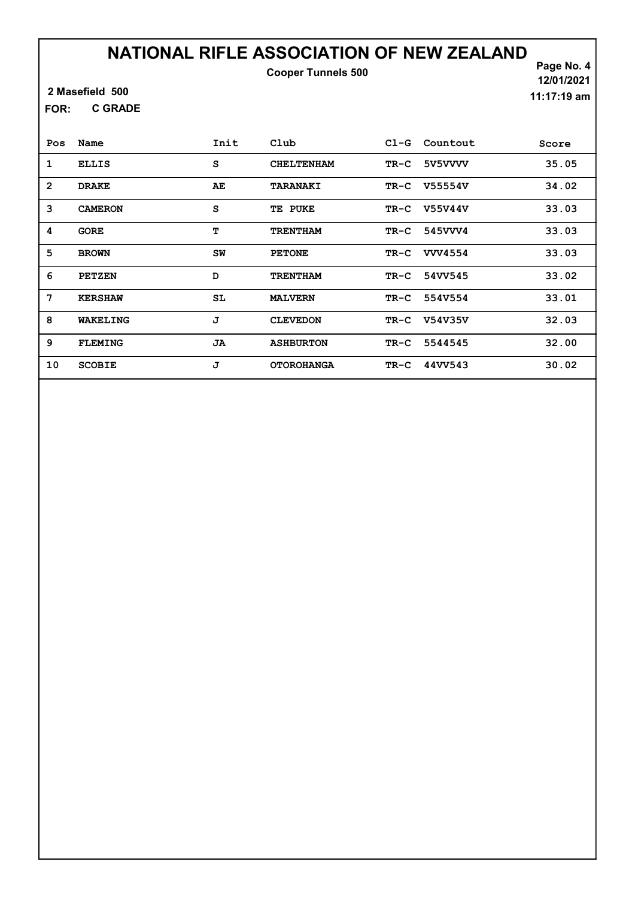# NATIONAL RIFLE ASSOCIATION OF NEW ZEALAND

**Cooper Tunnels 500**

**2 Masefield 500**

**FOR: C GRADE**

**12/01/2021**

**11:17:19 am**

| Pos | Name | Init | Club | Cl-G | Countout | Score |
|---|---|---|---|---|---|---|
| 1 | ELLIS | S | CHELTENHAM | TR-C | 5V5VVVV | 35.05 |
| 2 | DRAKE | AE | TARANAKI | TR-C | V55554V | 34.02 |
| 3 | CAMERON | S | TE PUKE | TR-C | V55V44V | 33.03 |
| 4 | GORE | T | TRENTHAM | TR-C | 545VVV4 | 33.03 |
| 5 | BROWN | SW | PETONE | TR-C | VVV4554 | 33.03 |
| 6 | PETZEN | D | TRENTHAM | TR-C | 54VV545 | 33.02 |
| 7 | KERSHAW | SL | MALVERN | TR-C | 554V554 | 33.01 |
| 8 | WAKELING | J | CLEVEDON | TR-C | V54V35V | 32.03 |
| 9 | FLEMING | JA | ASHBURTON | TR-C | 5544545 | 32.00 |
| 10 | SCOBIE | J | OTOROHANGA | TR-C | 44VV543 | 30.02 |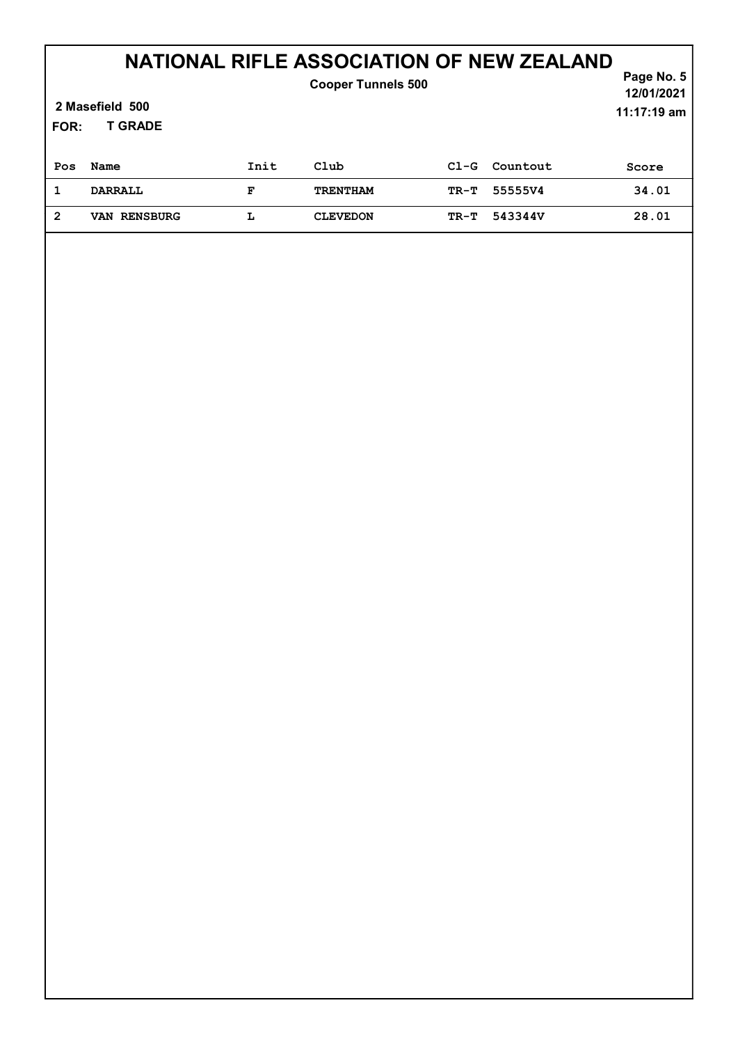# NATIONAL RIFLE ASSOCIATION OF NEW ZEALAND

**Cooper Tunnels 500**

12/01/2021
11:17:19 am

**2 Masefield 500**

**FOR: T GRADE**

| Pos | Name | Init | Club | Cl-G | Countout | Score |
|---|---|---|---|---|---|---|
| 1 | DARRALL | F | TRENTHAM | TR-T | 55555V4 | 34.01 |
| 2 | VAN RENSBURG | L | CLEVEDON | TR-T | 543344V | 28.01 |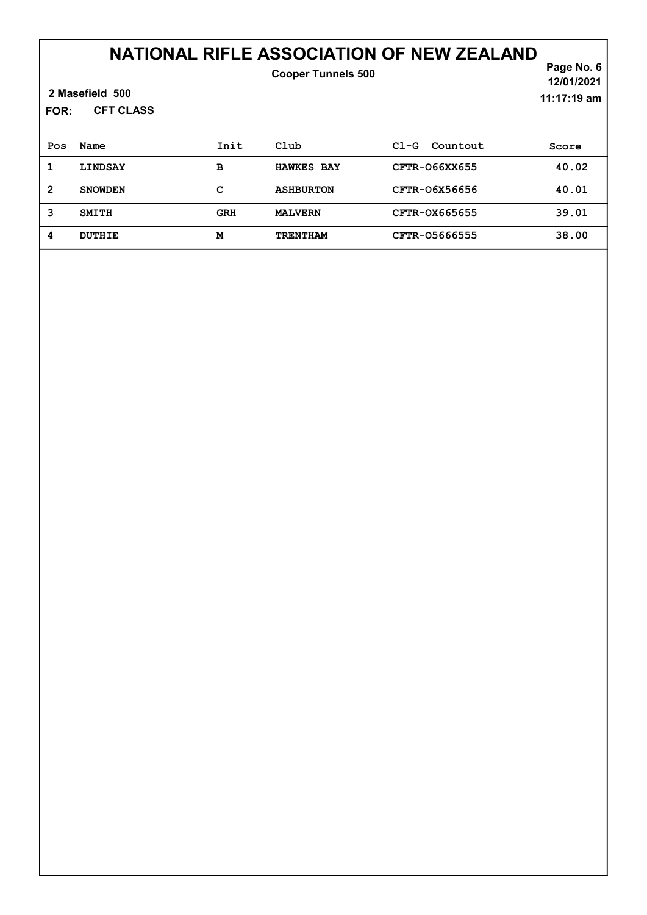# NATIONAL RIFLE ASSOCIATION OF NEW ZEALAND

**Cooper Tunnels 500**

**2 Masefield 500**

**FOR: CFT CLASS**

12/01/2021
11:17:19 am

| Pos | Name | Init | Club | Cl-G Countout | Score |
|---|---|---|---|---|---|
| 1 | LINDSAY | B | HAWKES BAY | CFTR-O66XX655 | 40.02 |
| 2 | SNOWDEN | C | ASHBURTON | CFTR-O6X56656 | 40.01 |
| 3 | SMITH | GRH | MALVERN | CFTR-OX665655 | 39.01 |
| 4 | DUTHIE | M | TRENTHAM | CFTR-O5666555 | 38.00 |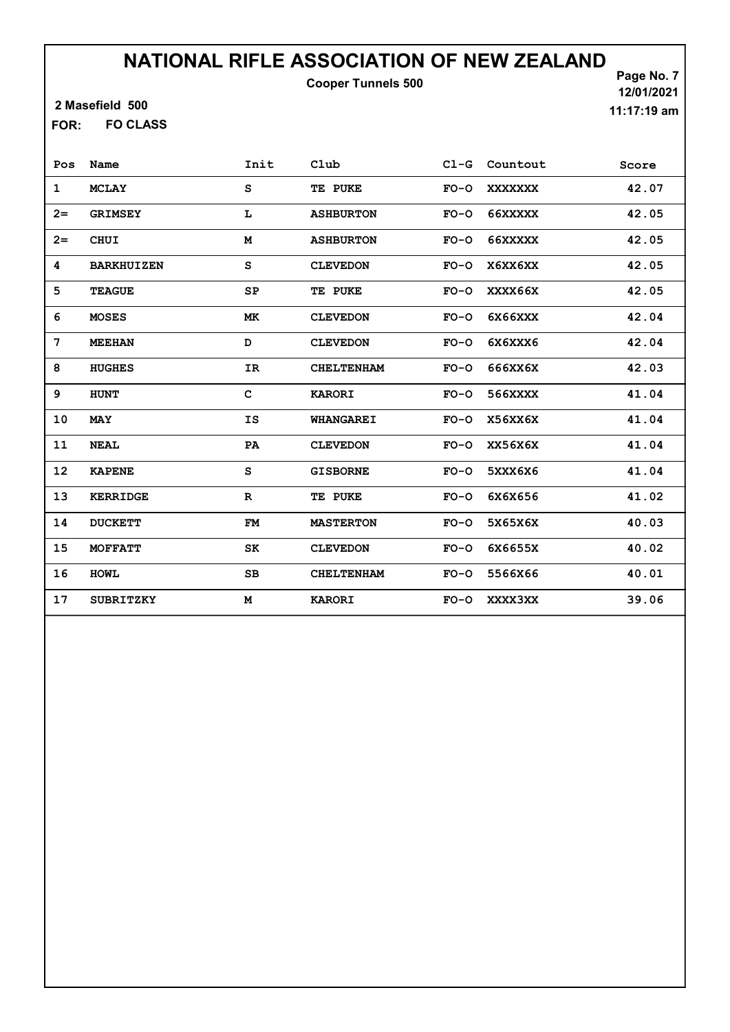# NATIONAL RIFLE ASSOCIATION OF NEW ZEALAND

**Cooper Tunnels 500**

**2 Masefield 500**

**FOR: FO CLASS**

12/01/2021
11:17:19 am

| Pos | Name | Init | Club | Cl-G | Countout | Score |
|---|---|---|---|---|---|---|
| 1 | MCLAY | S | TE PUKE | FO-O | XXXXXXX | 42.07 |
| 2= | GRIMSEY | L | ASHBURTON | FO-O | 66XXXXX | 42.05 |
| 2= | CHUI | M | ASHBURTON | FO-O | 66XXXXX | 42.05 |
| 4 | BARKHUIZEN | S | CLEVEDON | FO-O | X6XX6XX | 42.05 |
| 5 | TEAGUE | SP | TE PUKE | FO-O | XXXX66X | 42.05 |
| 6 | MOSES | MK | CLEVEDON | FO-O | 6X66XXX | 42.04 |
| 7 | MEEHAN | D | CLEVEDON | FO-O | 6X6XXX6 | 42.04 |
| 8 | HUGHES | IR | CHELTENHAM | FO-O | 666XX6X | 42.03 |
| 9 | HUNT | C | KARORI | FO-O | 566XXXX | 41.04 |
| 10 | MAY | IS | WHANGAREI | FO-O | X56XX6X | 41.04 |
| 11 | NEAL | PA | CLEVEDON | FO-O | XX56X6X | 41.04 |
| 12 | KAPENE | S | GISBORNE | FO-O | 5XXX6X6 | 41.04 |
| 13 | KERRIDGE | R | TE PUKE | FO-O | 6X6X656 | 41.02 |
| 14 | DUCKETT | FM | MASTERTON | FO-O | 5X65X6X | 40.03 |
| 15 | MOFFATT | SK | CLEVEDON | FO-O | 6X6655X | 40.02 |
| 16 | HOWL | SB | CHELTENHAM | FO-O | 5566X66 | 40.01 |
| 17 | SUBRITZKY | M | KARORI | FO-O | XXXX3XX | 39.06 |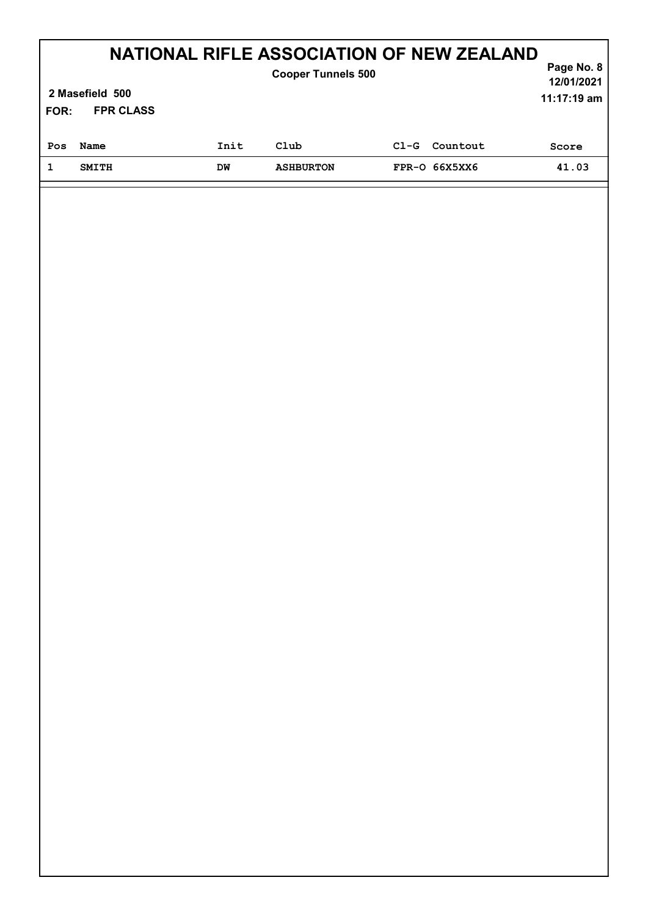# NATIONAL RIFLE ASSOCIATION OF NEW ZEALAND

**Cooper Tunnels 500**

**2 Masefield 500**

**FOR: FPR CLASS**

12/01/2021
11:17:19 am

| Pos | Name | Init | Club | Cl-G | Countout | Score |
|---|---|---|---|---|---|---|
| 1 | SMITH | DW | ASHBURTON | FPR-O | 66X5XX6 | 41.03 |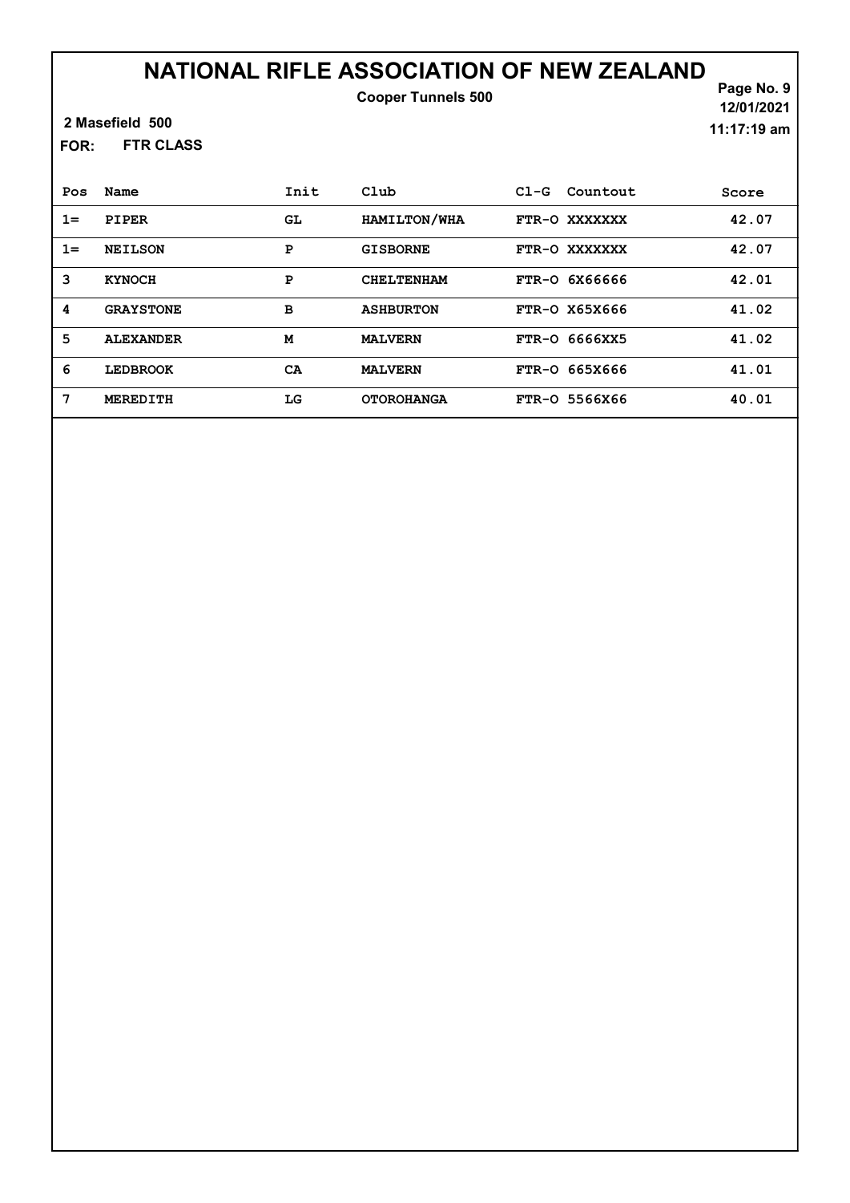# NATIONAL RIFLE ASSOCIATION OF NEW ZEALAND

**Cooper Tunnels 500**

**2 Masefield 500**

**FOR: FTR CLASS**

**12/01/2021**
**11:17:19 am**

| Pos | Name | Init | Club | Cl-G | Countout | Score |
|---|---|---|---|---|---|---|
| 1= | PIPER | GL | HAMILTON/WHA | FTR-O | XXXXXXX | 42.07 |
| 1= | NEILSON | P | GISBORNE | FTR-O | XXXXXXX | 42.07 |
| 3 | KYNOCH | P | CHELTENHAM | FTR-O | 6X66666 | 42.01 |
| 4 | GRAYSTONE | B | ASHBURTON | FTR-O | X65X666 | 41.02 |
| 5 | ALEXANDER | M | MALVERN | FTR-O | 6666XX5 | 41.02 |
| 6 | LEDBROOK | CA | MALVERN | FTR-O | 665X666 | 41.01 |
| 7 | MEREDITH | LG | OTOROHANGA | FTR-O | 5566X66 | 40.01 |